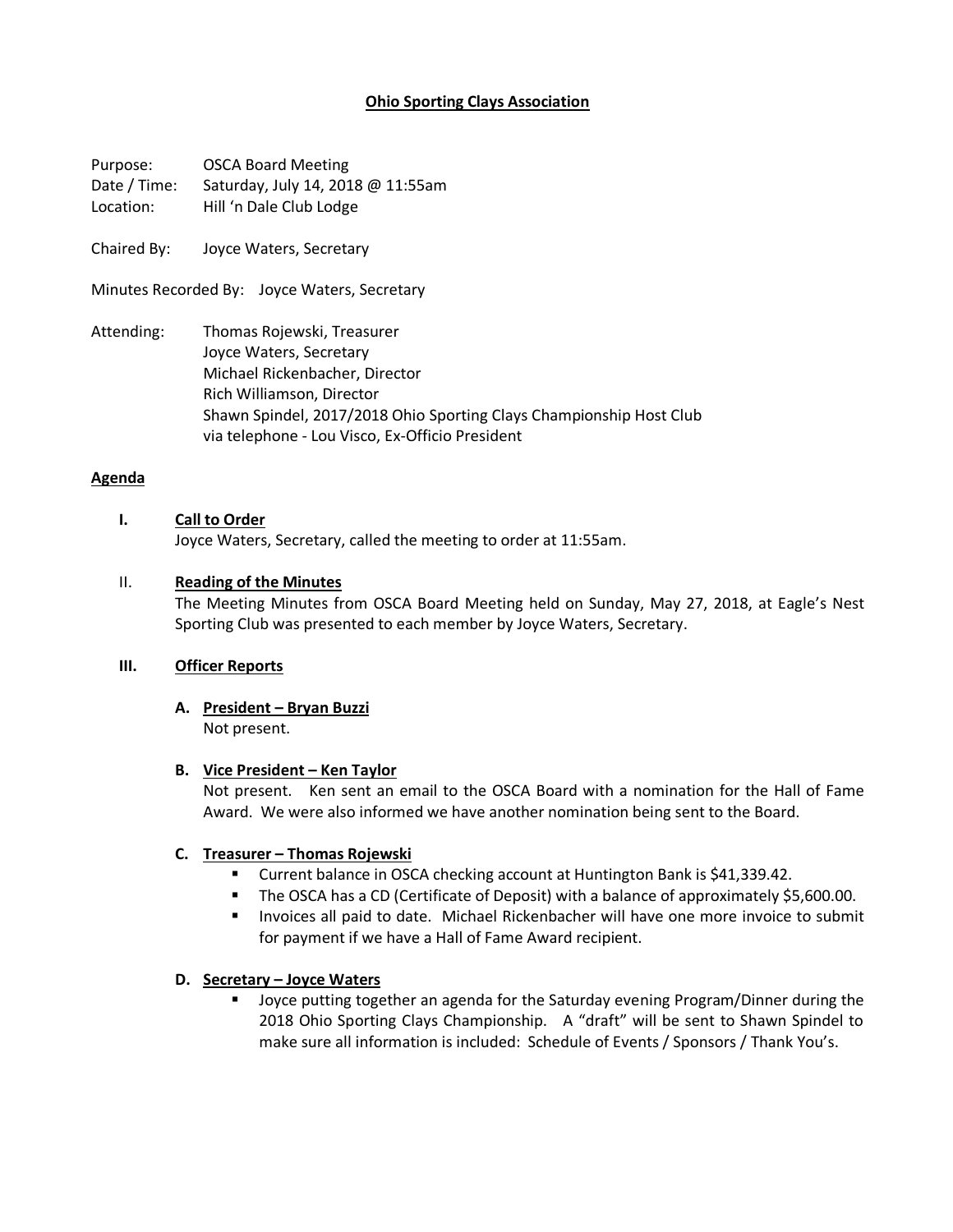# Ohio Sporting Clays Association

Purpose: OSCA Board Meeting
Date / Time: Saturday, July 14, 2018 @ 11:55am
Location: Hill 'n Dale Club Lodge

Chaired By: Joyce Waters, Secretary

Minutes Recorded By: Joyce Waters, Secretary

Attending: Thomas Rojewski, Treasurer
Joyce Waters, Secretary
Michael Rickenbacher, Director
Rich Williamson, Director
Shawn Spindel, 2017/2018 Ohio Sporting Clays Championship Host Club
via telephone - Lou Visco, Ex-Officio President

## Agenda

### I. Call to Order

Joyce Waters, Secretary, called the meeting to order at 11:55am.

### II. Reading of the Minutes

The Meeting Minutes from OSCA Board Meeting held on Sunday, May 27, 2018, at Eagle's Nest Sporting Club was presented to each member by Joyce Waters, Secretary.

### III. Officer Reports

#### A. President – Bryan Buzzi

Not present.

#### B. Vice President – Ken Taylor

Not present. Ken sent an email to the OSCA Board with a nomination for the Hall of Fame Award. We were also informed we have another nomination being sent to the Board.

#### C. Treasurer – Thomas Rojewski

- Current balance in OSCA checking account at Huntington Bank is $41,339.42.
- The OSCA has a CD (Certificate of Deposit) with a balance of approximately $5,600.00.
- Invoices all paid to date. Michael Rickenbacher will have one more invoice to submit for payment if we have a Hall of Fame Award recipient.

#### D. Secretary – Joyce Waters

- Joyce putting together an agenda for the Saturday evening Program/Dinner during the 2018 Ohio Sporting Clays Championship. A "draft" will be sent to Shawn Spindel to make sure all information is included: Schedule of Events / Sponsors / Thank You's.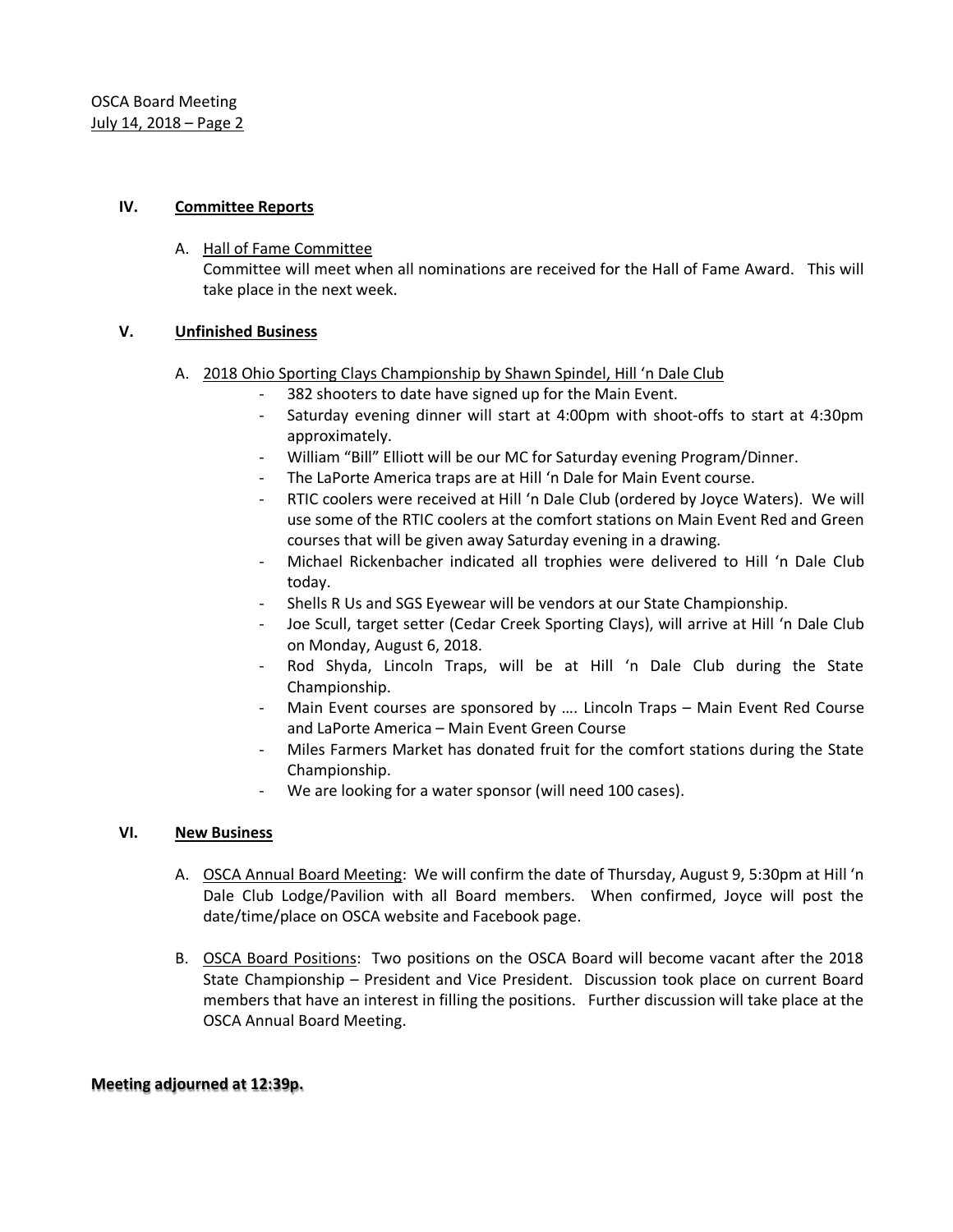### IV. Committee Reports

A. Hall of Fame Committee
Committee will meet when all nominations are received for the Hall of Fame Award. This will take place in the next week.

### V. Unfinished Business

A. 2018 Ohio Sporting Clays Championship by Shawn Spindel, Hill 'n Dale Club
- 382 shooters to date have signed up for the Main Event.
- Saturday evening dinner will start at 4:00pm with shoot-offs to start at 4:30pm approximately.
- William "Bill" Elliott will be our MC for Saturday evening Program/Dinner.
- The LaPorte America traps are at Hill 'n Dale for Main Event course.
- RTIC coolers were received at Hill 'n Dale Club (ordered by Joyce Waters). We will use some of the RTIC coolers at the comfort stations on Main Event Red and Green courses that will be given away Saturday evening in a drawing.
- Michael Rickenbacher indicated all trophies were delivered to Hill 'n Dale Club today.
- Shells R Us and SGS Eyewear will be vendors at our State Championship.
- Joe Scull, target setter (Cedar Creek Sporting Clays), will arrive at Hill 'n Dale Club on Monday, August 6, 2018.
- Rod Shyda, Lincoln Traps, will be at Hill 'n Dale Club during the State Championship.
- Main Event courses are sponsored by …. Lincoln Traps – Main Event Red Course and LaPorte America – Main Event Green Course
- Miles Farmers Market has donated fruit for the comfort stations during the State Championship.
- We are looking for a water sponsor (will need 100 cases).

### VI. New Business

A. OSCA Annual Board Meeting: We will confirm the date of Thursday, August 9, 5:30pm at Hill 'n Dale Club Lodge/Pavilion with all Board members. When confirmed, Joyce will post the date/time/place on OSCA website and Facebook page.

B. OSCA Board Positions: Two positions on the OSCA Board will become vacant after the 2018 State Championship – President and Vice President. Discussion took place on current Board members that have an interest in filling the positions. Further discussion will take place at the OSCA Annual Board Meeting.

**Meeting adjourned at 12:39p.**